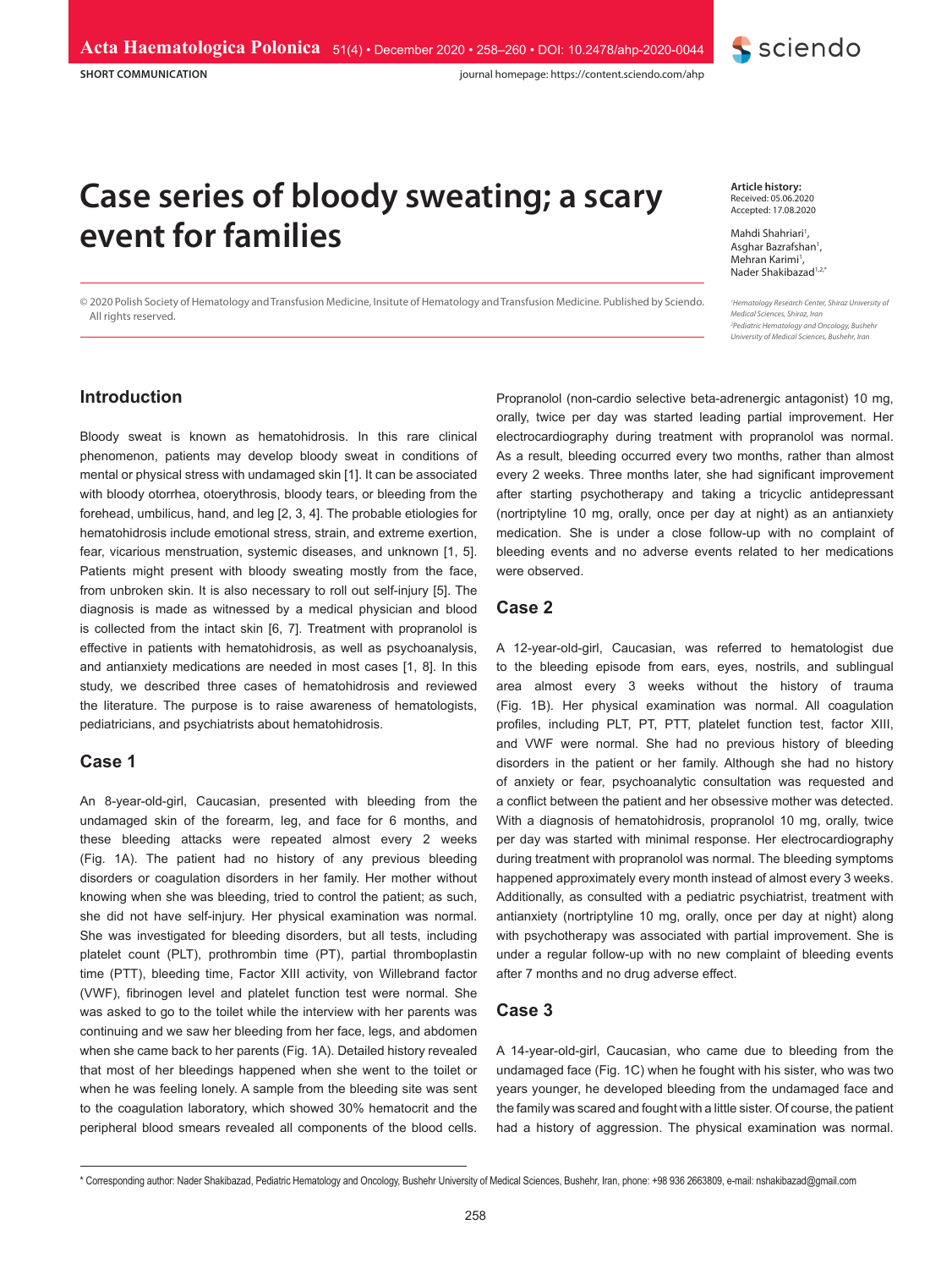SHORT COMMUNICATION

# Case series of bloody sweating; a scary event for families

**Article history:**
Received: 05.06.2020
Accepted: 17.08.2020

Mahdi Shahriari[1], Asghar Bazrafshan[1], Mehran Karimi[1], Nader Shakibazad[1,2,*]

[1]*Hematology Research Center, Shiraz University of Medical Sciences, Shiraz, Iran*
[2]*Pediatric Hematology and Oncology, Bushehr University of Medical Sciences, Bushehr, Iran*

© 2020 Polish Society of Hematology and Transfusion Medicine, Insitute of Hematology and Transfusion Medicine. Published by Sciendo. All rights reserved.

## Introduction

Bloody sweat is known as hematohidrosis. In this rare clinical phenomenon, patients may develop bloody sweat in conditions of mental or physical stress with undamaged skin [1]. It can be associated with bloody otorrhea, otoerythrosis, bloody tears, or bleeding from the forehead, umbilicus, hand, and leg [2, 3, 4]. The probable etiologies for hematohidrosis include emotional stress, strain, and extreme exertion, fear, vicarious menstruation, systemic diseases, and unknown [1, 5]. Patients might present with bloody sweating mostly from the face, from unbroken skin. It is also necessary to roll out self-injury [5]. The diagnosis is made as witnessed by a medical physician and blood is collected from the intact skin [6, 7]. Treatment with propranolol is effective in patients with hematohidrosis, as well as psychoanalysis, and antianxiety medications are needed in most cases [1, 8]. In this study, we described three cases of hematohidrosis and reviewed the literature. The purpose is to raise awareness of hematologists, pediatricians, and psychiatrists about hematohidrosis.

## Case 1

An 8-year-old-girl, Caucasian, presented with bleeding from the undamaged skin of the forearm, leg, and face for 6 months, and these bleeding attacks were repeated almost every 2 weeks (Fig. 1A). The patient had no history of any previous bleeding disorders or coagulation disorders in her family. Her mother without knowing when she was bleeding, tried to control the patient; as such, she did not have self-injury. Her physical examination was normal. She was investigated for bleeding disorders, but all tests, including platelet count (PLT), prothrombin time (PT), partial thromboplastin time (PTT), bleeding time, Factor XIII activity, von Willebrand factor (VWF), fibrinogen level and platelet function test were normal. She was asked to go to the toilet while the interview with her parents was continuing and we saw her bleeding from her face, legs, and abdomen when she came back to her parents (Fig. 1A). Detailed history revealed that most of her bleedings happened when she went to the toilet or when he was feeling lonely. A sample from the bleeding site was sent to the coagulation laboratory, which showed 30% hematocrit and the peripheral blood smears revealed all components of the blood cells. Propranolol (non-cardio selective beta-adrenergic antagonist) 10 mg, orally, twice per day was started leading partial improvement. Her electrocardiography during treatment with propranolol was normal. As a result, bleeding occurred every two months, rather than almost every 2 weeks. Three months later, she had significant improvement after starting psychotherapy and taking a tricyclic antidepressant (nortriptyline 10 mg, orally, once per day at night) as an antianxiety medication. She is under a close follow-up with no complaint of bleeding events and no adverse events related to her medications were observed.

## Case 2

A 12-year-old-girl, Caucasian, was referred to hematologist due to the bleeding episode from ears, eyes, nostrils, and sublingual area almost every 3 weeks without the history of trauma (Fig. 1B). Her physical examination was normal. All coagulation profiles, including PLT, PT, PTT, platelet function test, factor XIII, and VWF were normal. She had no previous history of bleeding disorders in the patient or her family. Although she had no history of anxiety or fear, psychoanalytic consultation was requested and a conflict between the patient and her obsessive mother was detected. With a diagnosis of hematohidrosis, propranolol 10 mg, orally, twice per day was started with minimal response. Her electrocardiography during treatment with propranolol was normal. The bleeding symptoms happened approximately every month instead of almost every 3 weeks. Additionally, as consulted with a pediatric psychiatrist, treatment with antianxiety (nortriptyline 10 mg, orally, once per day at night) along with psychotherapy was associated with partial improvement. She is under a regular follow-up with no new complaint of bleeding events after 7 months and no drug adverse effect.

## Case 3

A 14-year-old-girl, Caucasian, who came due to bleeding from the undamaged face (Fig. 1C) when he fought with his sister, who was two years younger, he developed bleeding from the undamaged face and the family was scared and fought with a little sister. Of course, the patient had a history of aggression. The physical examination was normal.

* Corresponding author: Nader Shakibazad, Pediatric Hematology and Oncology, Bushehr University of Medical Sciences, Bushehr, Iran, phone: +98 936 2663809, e-mail: nshakibazad@gmail.com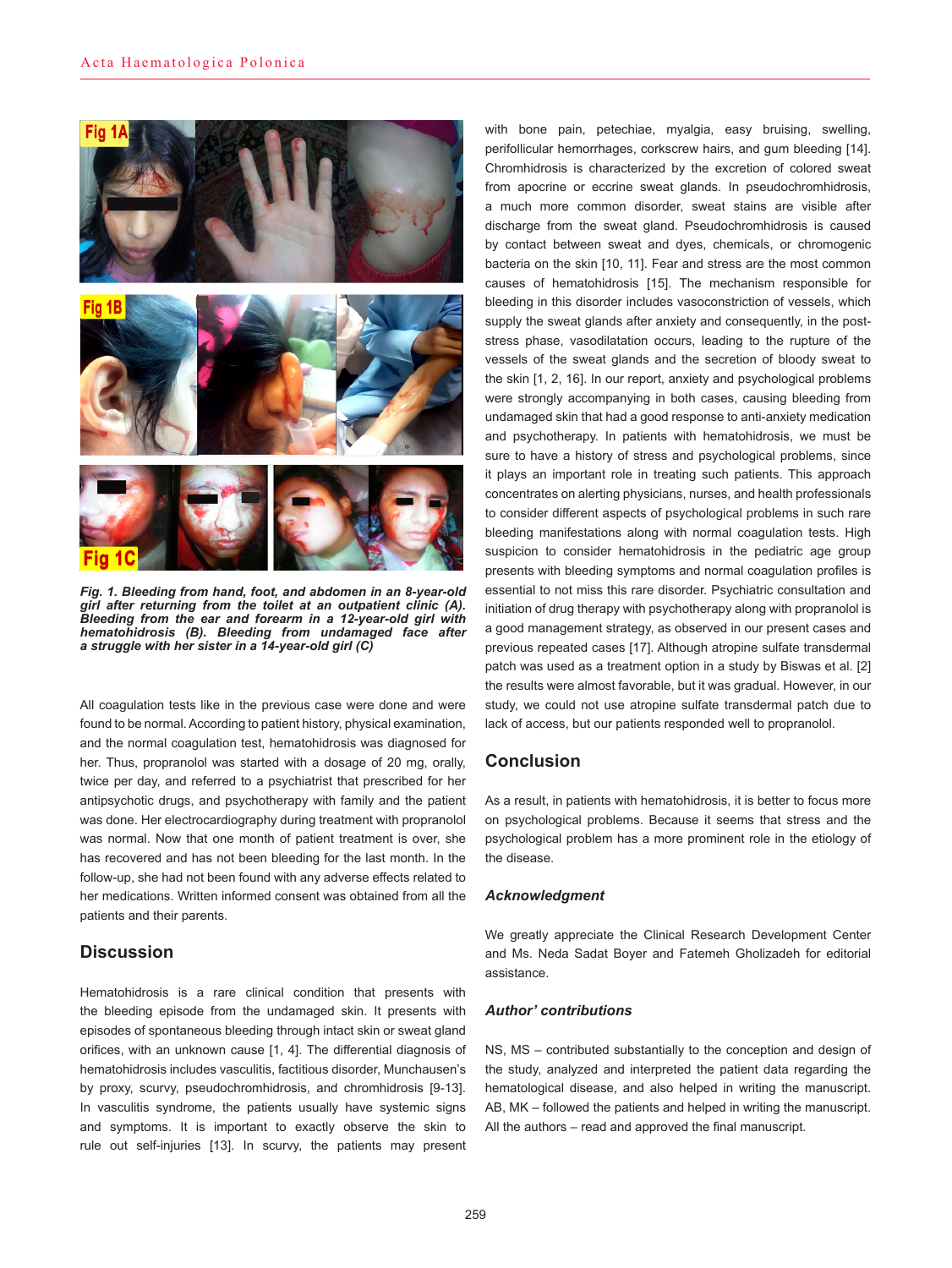*Fig. 1. Bleeding from hand, foot, and abdomen in an 8-year-old girl after returning from the toilet at an outpatient clinic (A). Bleeding from the ear and forearm in a 12-year-old girl with hematohidrosis (B). Bleeding from undamaged face after a struggle with her sister in a 14-year-old girl (C)*

All coagulation tests like in the previous case were done and were found to be normal. According to patient history, physical examination, and the normal coagulation test, hematohidrosis was diagnosed for her. Thus, propranolol was started with a dosage of 20 mg, orally, twice per day, and referred to a psychiatrist that prescribed for her antipsychotic drugs, and psychotherapy with family and the patient was done. Her electrocardiography during treatment with propranolol was normal. Now that one month of patient treatment is over, she has recovered and has not been bleeding for the last month. In the follow-up, she had not been found with any adverse effects related to her medications. Written informed consent was obtained from all the patients and their parents.

## Discussion

Hematohidrosis is a rare clinical condition that presents with the bleeding episode from the undamaged skin. It presents with episodes of spontaneous bleeding through intact skin or sweat gland orifices, with an unknown cause [1, 4]. The differential diagnosis of hematohidrosis includes vasculitis, factitious disorder, Munchausen's by proxy, scurvy, pseudochromhidrosis, and chromhidrosis [9-13]. In vasculitis syndrome, the patients usually have systemic signs and symptoms. It is important to exactly observe the skin to rule out self-injuries [13]. In scurvy, the patients may present with bone pain, petechiae, myalgia, easy bruising, swelling, perifollicular hemorrhages, corkscrew hairs, and gum bleeding [14]. Chromhidrosis is characterized by the excretion of colored sweat from apocrine or eccrine sweat glands. In pseudochromhidrosis, a much more common disorder, sweat stains are visible after discharge from the sweat gland. Pseudochromhidrosis is caused by contact between sweat and dyes, chemicals, or chromogenic bacteria on the skin [10, 11]. Fear and stress are the most common causes of hematohidrosis [15]. The mechanism responsible for bleeding in this disorder includes vasoconstriction of vessels, which supply the sweat glands after anxiety and consequently, in the post-stress phase, vasodilatation occurs, leading to the rupture of the vessels of the sweat glands and the secretion of bloody sweat to the skin [1, 2, 16]. In our report, anxiety and psychological problems were strongly accompanying in both cases, causing bleeding from undamaged skin that had a good response to anti-anxiety medication and psychotherapy. In patients with hematohidrosis, we must be sure to have a history of stress and psychological problems, since it plays an important role in treating such patients. This approach concentrates on alerting physicians, nurses, and health professionals to consider different aspects of psychological problems in such rare bleeding manifestations along with normal coagulation tests. High suspicion to consider hematohidrosis in the pediatric age group presents with bleeding symptoms and normal coagulation profiles is essential to not miss this rare disorder. Psychiatric consultation and initiation of drug therapy with psychotherapy along with propranolol is a good management strategy, as observed in our present cases and previous repeated cases [17]. Although atropine sulfate transdermal patch was used as a treatment option in a study by Biswas et al. [2] the results were almost favorable, but it was gradual. However, in our study, we could not use atropine sulfate transdermal patch due to lack of access, but our patients responded well to propranolol.

## Conclusion

As a result, in patients with hematohidrosis, it is better to focus more on psychological problems. Because it seems that stress and the psychological problem has a more prominent role in the etiology of the disease.

### *Acknowledgment*

We greatly appreciate the Clinical Research Development Center and Ms. Neda Sadat Boyer and Fatemeh Gholizadeh for editorial assistance.

### *Author' contributions*

NS, MS – contributed substantially to the conception and design of the study, analyzed and interpreted the patient data regarding the hematological disease, and also helped in writing the manuscript. AB, MK – followed the patients and helped in writing the manuscript. All the authors – read and approved the final manuscript.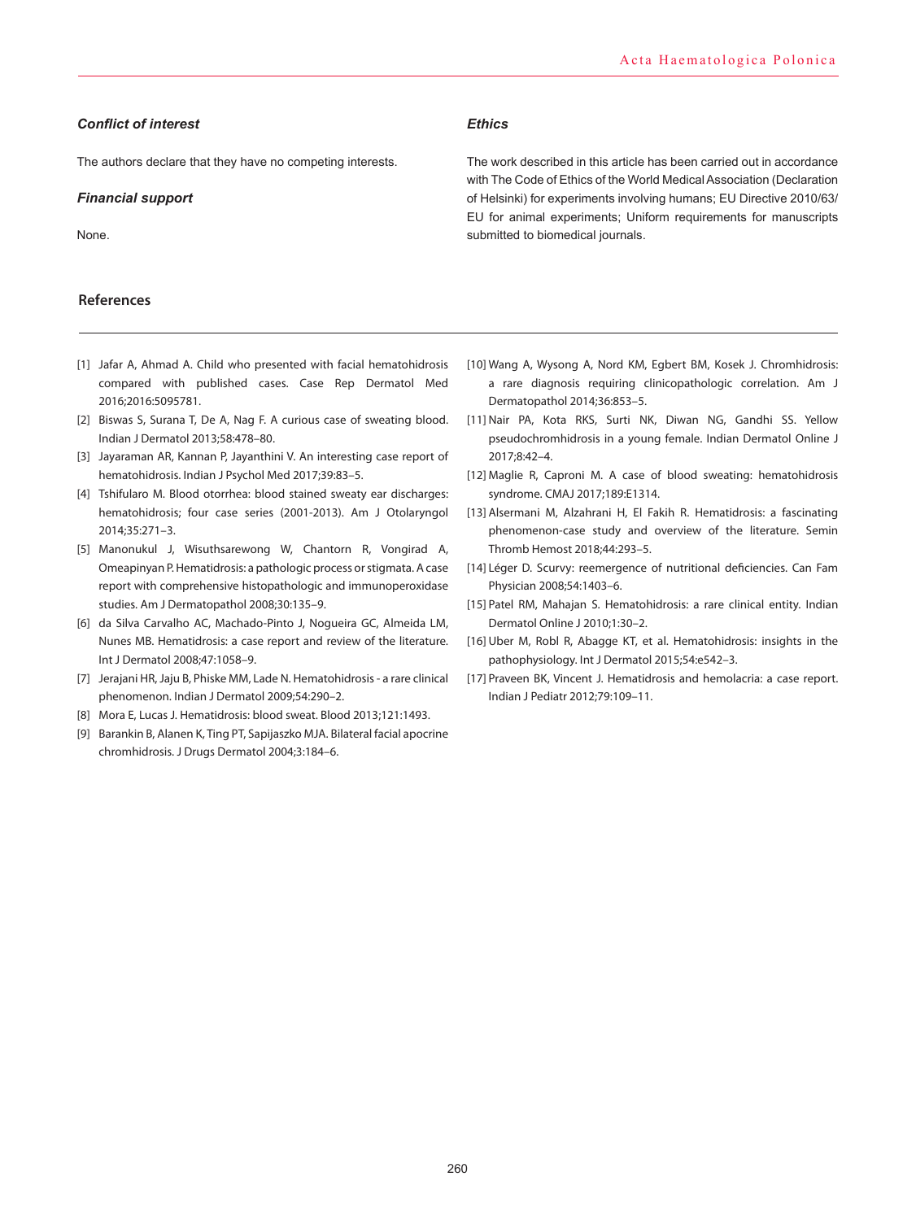### *Conflict of interest*

The authors declare that they have no competing interests.

### *Financial support*

None.

### *Ethics*

The work described in this article has been carried out in accordance with The Code of Ethics of the World Medical Association (Declaration of Helsinki) for experiments involving humans; EU Directive 2010/63/EU for animal experiments; Uniform requirements for manuscripts submitted to biomedical journals.

## References

[1] Jafar A, Ahmad A. Child who presented with facial hematohidrosis compared with published cases. Case Rep Dermatol Med 2016;2016:5095781.

[2] Biswas S, Surana T, De A, Nag F. A curious case of sweating blood. Indian J Dermatol 2013;58:478–80.

[3] Jayaraman AR, Kannan P, Jayanthini V. An interesting case report of hematohidrosis. Indian J Psychol Med 2017;39:83–5.

[4] Tshifularo M. Blood otorrhea: blood stained sweaty ear discharges: hematohidrosis; four case series (2001-2013). Am J Otolaryngol 2014;35:271–3.

[5] Manonukul J, Wisuthsarewong W, Chantorn R, Vongirad A, Omeapinyan P. Hematidrosis: a pathologic process or stigmata. A case report with comprehensive histopathologic and immunoperoxidase studies. Am J Dermatopathol 2008;30:135–9.

[6] da Silva Carvalho AC, Machado-Pinto J, Nogueira GC, Almeida LM, Nunes MB. Hematidrosis: a case report and review of the literature. Int J Dermatol 2008;47:1058–9.

[7] Jerajani HR, Jaju B, Phiske MM, Lade N. Hematohidrosis - a rare clinical phenomenon. Indian J Dermatol 2009;54:290–2.

[8] Mora E, Lucas J. Hematidrosis: blood sweat. Blood 2013;121:1493.

[9] Barankin B, Alanen K, Ting PT, Sapijaszko MJA. Bilateral facial apocrine chromhidrosis. J Drugs Dermatol 2004;3:184–6.

[10] Wang A, Wysong A, Nord KM, Egbert BM, Kosek J. Chromhidrosis: a rare diagnosis requiring clinicopathologic correlation. Am J Dermatopathol 2014;36:853–5.

[11] Nair PA, Kota RKS, Surti NK, Diwan NG, Gandhi SS. Yellow pseudochromhidrosis in a young female. Indian Dermatol Online J 2017;8:42–4.

[12] Maglie R, Caproni M. A case of blood sweating: hematohidrosis syndrome. CMAJ 2017;189:E1314.

[13] Alsermani M, Alzahrani H, El Fakih R. Hematidrosis: a fascinating phenomenon-case study and overview of the literature. Semin Thromb Hemost 2018;44:293–5.

[14] Léger D. Scurvy: reemergence of nutritional deficiencies. Can Fam Physician 2008;54:1403–6.

[15] Patel RM, Mahajan S. Hematohidrosis: a rare clinical entity. Indian Dermatol Online J 2010;1:30–2.

[16] Uber M, Robl R, Abagge KT, et al. Hematohidrosis: insights in the pathophysiology. Int J Dermatol 2015;54:e542–3.

[17] Praveen BK, Vincent J. Hematidrosis and hemolacria: a case report. Indian J Pediatr 2012;79:109–11.